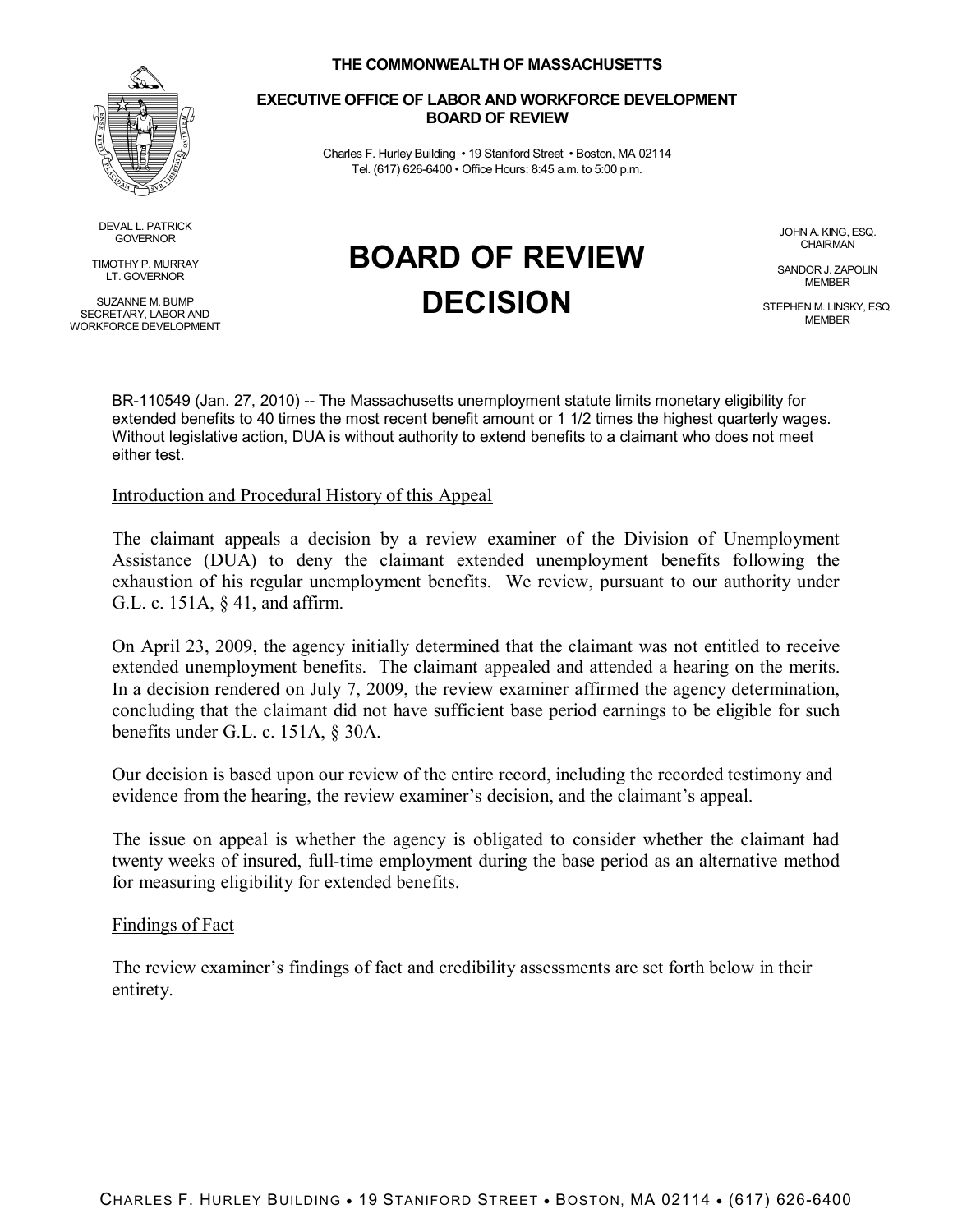**THE COMMONWEALTH OF MASSACHUSETTS**

**EXECUTIVE OFFICE OF LABOR AND WORKFORCE DEVELOPMENT**
**BOARD OF REVIEW**

Charles F. Hurley Building • 19 Staniford Street • Boston, MA 02114
Tel. (617) 626-6400 • Office Hours: 8:45 a.m. to 5:00 p.m.

DEVAL L. PATRICK
GOVERNOR

TIMOTHY P. MURRAY
LT. GOVERNOR

SUZANNE M. BUMP
SECRETARY, LABOR AND WORKFORCE DEVELOPMENT

# BOARD OF REVIEW DECISION

JOHN A. KING, ESQ.
CHAIRMAN

SANDOR J. ZAPOLIN
MEMBER

STEPHEN M. LINSKY, ESQ.
MEMBER

BR-110549 (Jan. 27, 2010) -- The Massachusetts unemployment statute limits monetary eligibility for extended benefits to 40 times the most recent benefit amount or 1 1/2 times the highest quarterly wages. Without legislative action, DUA is without authority to extend benefits to a claimant who does not meet either test.

Introduction and Procedural History of this Appeal

The claimant appeals a decision by a review examiner of the Division of Unemployment Assistance (DUA) to deny the claimant extended unemployment benefits following the exhaustion of his regular unemployment benefits. We review, pursuant to our authority under G.L. c. 151A, § 41, and affirm.

On April 23, 2009, the agency initially determined that the claimant was not entitled to receive extended unemployment benefits. The claimant appealed and attended a hearing on the merits. In a decision rendered on July 7, 2009, the review examiner affirmed the agency determination, concluding that the claimant did not have sufficient base period earnings to be eligible for such benefits under G.L. c. 151A, § 30A.

Our decision is based upon our review of the entire record, including the recorded testimony and evidence from the hearing, the review examiner's decision, and the claimant's appeal.

The issue on appeal is whether the agency is obligated to consider whether the claimant had twenty weeks of insured, full-time employment during the base period as an alternative method for measuring eligibility for extended benefits.

Findings of Fact

The review examiner's findings of fact and credibility assessments are set forth below in their entirety.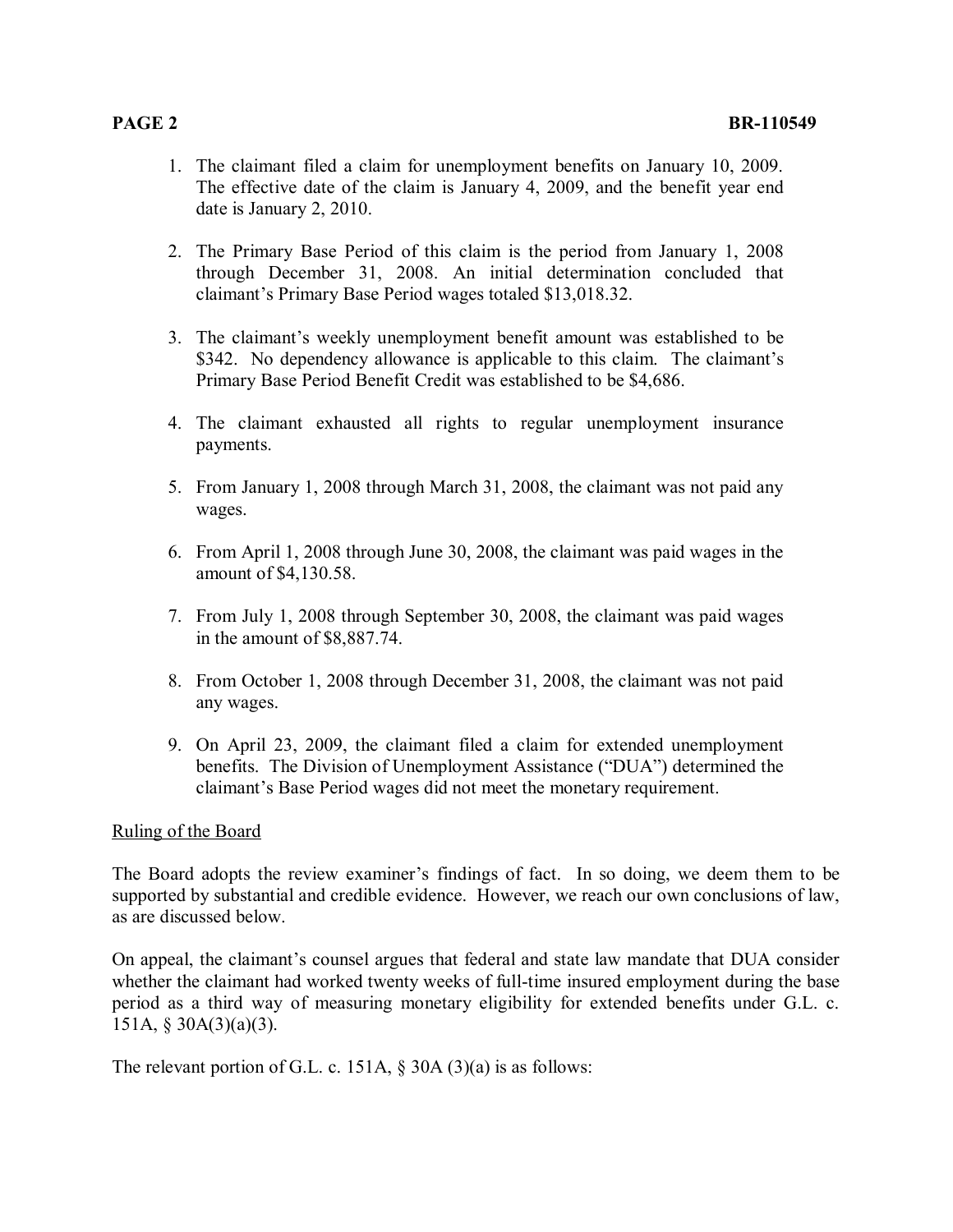1. The claimant filed a claim for unemployment benefits on January 10, 2009. The effective date of the claim is January 4, 2009, and the benefit year end date is January 2, 2010.

2. The Primary Base Period of this claim is the period from January 1, 2008 through December 31, 2008. An initial determination concluded that claimant's Primary Base Period wages totaled $13,018.32.

3. The claimant's weekly unemployment benefit amount was established to be $342. No dependency allowance is applicable to this claim. The claimant's Primary Base Period Benefit Credit was established to be $4,686.

4. The claimant exhausted all rights to regular unemployment insurance payments.

5. From January 1, 2008 through March 31, 2008, the claimant was not paid any wages.

6. From April 1, 2008 through June 30, 2008, the claimant was paid wages in the amount of $4,130.58.

7. From July 1, 2008 through September 30, 2008, the claimant was paid wages in the amount of $8,887.74.

8. From October 1, 2008 through December 31, 2008, the claimant was not paid any wages.

9. On April 23, 2009, the claimant filed a claim for extended unemployment benefits. The Division of Unemployment Assistance ("DUA") determined the claimant's Base Period wages did not meet the monetary requirement.

<u>Ruling of the Board</u>

The Board adopts the review examiner's findings of fact. In so doing, we deem them to be supported by substantial and credible evidence. However, we reach our own conclusions of law, as are discussed below.

On appeal, the claimant's counsel argues that federal and state law mandate that DUA consider whether the claimant had worked twenty weeks of full-time insured employment during the base period as a third way of measuring monetary eligibility for extended benefits under G.L. c. 151A, § 30A(3)(a)(3).

The relevant portion of G.L. c. 151A, § 30A (3)(a) is as follows: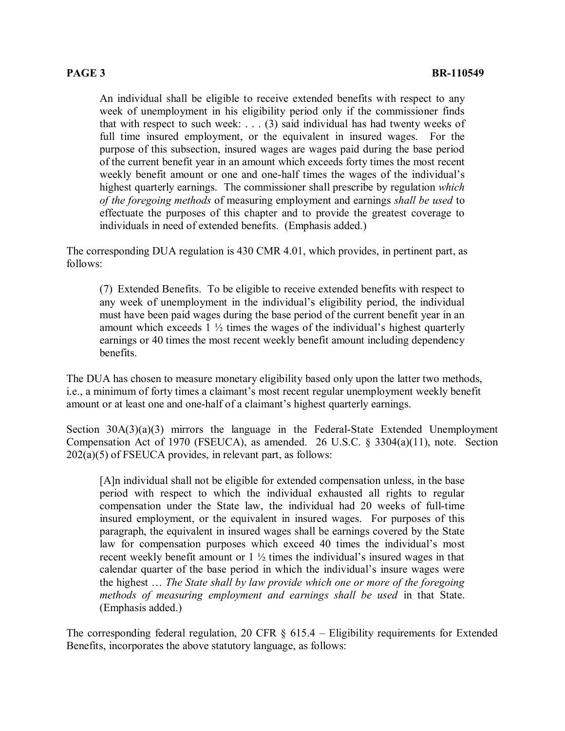> An individual shall be eligible to receive extended benefits with respect to any week of unemployment in his eligibility period only if the commissioner finds that with respect to such week: . . . (3) said individual has had twenty weeks of full time insured employment, or the equivalent in insured wages. For the purpose of this subsection, insured wages are wages paid during the base period of the current benefit year in an amount which exceeds forty times the most recent weekly benefit amount or one and one-half times the wages of the individual's highest quarterly earnings. The commissioner shall prescribe by regulation *which of the foregoing methods* of measuring employment and earnings *shall be used* to effectuate the purposes of this chapter and to provide the greatest coverage to individuals in need of extended benefits. (Emphasis added.)

The corresponding DUA regulation is 430 CMR 4.01, which provides, in pertinent part, as follows:

> (7) Extended Benefits. To be eligible to receive extended benefits with respect to any week of unemployment in the individual's eligibility period, the individual must have been paid wages during the base period of the current benefit year in an amount which exceeds 1 ½ times the wages of the individual's highest quarterly earnings or 40 times the most recent weekly benefit amount including dependency benefits.

The DUA has chosen to measure monetary eligibility based only upon the latter two methods, i.e., a minimum of forty times a claimant's most recent regular unemployment weekly benefit amount or at least one and one-half of a claimant's highest quarterly earnings.

Section 30A(3)(a)(3) mirrors the language in the Federal-State Extended Unemployment Compensation Act of 1970 (FSEUCA), as amended. 26 U.S.C. § 3304(a)(11), note. Section 202(a)(5) of FSEUCA provides, in relevant part, as follows:

> [A]n individual shall not be eligible for extended compensation unless, in the base period with respect to which the individual exhausted all rights to regular compensation under the State law, the individual had 20 weeks of full-time insured employment, or the equivalent in insured wages. For purposes of this paragraph, the equivalent in insured wages shall be earnings covered by the State law for compensation purposes which exceed 40 times the individual's most recent weekly benefit amount or 1 ½ times the individual's insured wages in that calendar quarter of the base period in which the individual's insure wages were the highest … *The State shall by law provide which one or more of the foregoing methods of measuring employment and earnings shall be used* in that State. (Emphasis added.)

The corresponding federal regulation, 20 CFR § 615.4 – Eligibility requirements for Extended Benefits, incorporates the above statutory language, as follows: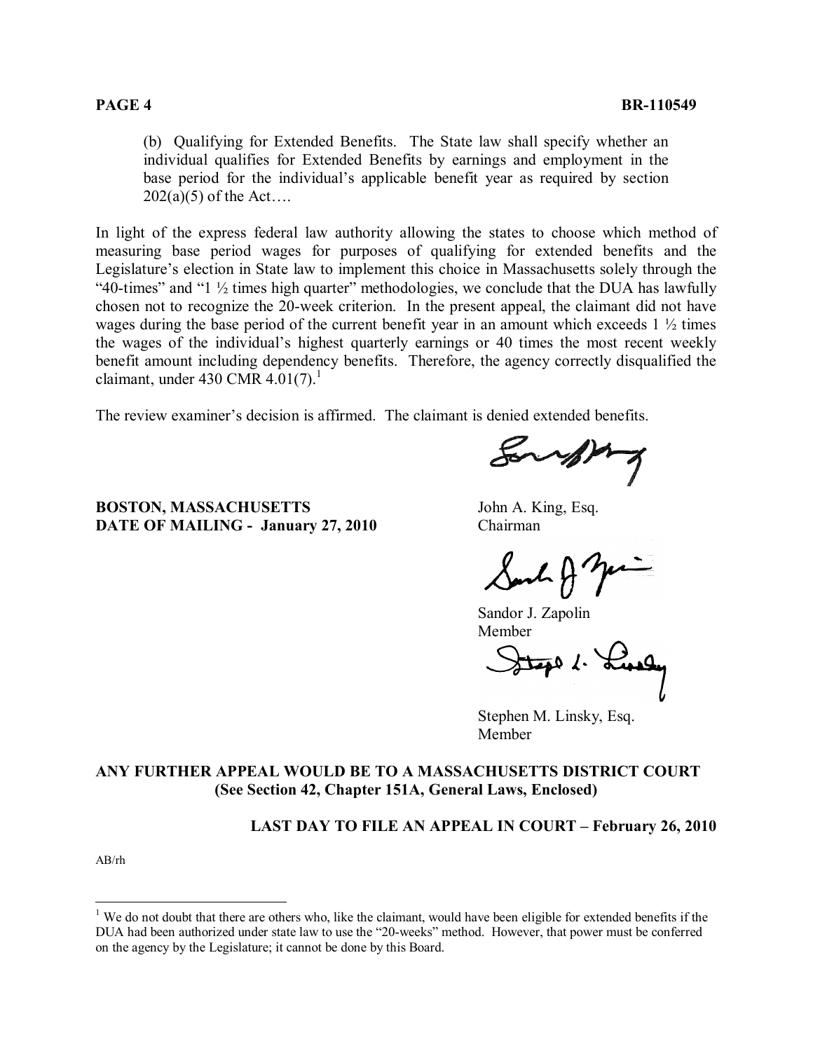(b) Qualifying for Extended Benefits. The State law shall specify whether an individual qualifies for Extended Benefits by earnings and employment in the base period for the individual's applicable benefit year as required by section 202(a)(5) of the Act….

In light of the express federal law authority allowing the states to choose which method of measuring base period wages for purposes of qualifying for extended benefits and the Legislature's election in State law to implement this choice in Massachusetts solely through the "40-times" and "1 ½ times high quarter" methodologies, we conclude that the DUA has lawfully chosen not to recognize the 20-week criterion. In the present appeal, the claimant did not have wages during the base period of the current benefit year in an amount which exceeds 1 ½ times the wages of the individual's highest quarterly earnings or 40 times the most recent weekly benefit amount including dependency benefits. Therefore, the agency correctly disqualified the claimant, under 430 CMR 4.01(7).[1]

The review examiner's decision is affirmed. The claimant is denied extended benefits.

**BOSTON, MASSACHUSETTS**
**DATE OF MAILING - January 27, 2010**

John A. King, Esq.
Chairman

Sandor J. Zapolin
Member

Stephen M. Linsky, Esq.
Member

**ANY FURTHER APPEAL WOULD BE TO A MASSACHUSETTS DISTRICT COURT**
**(See Section 42, Chapter 151A, General Laws, Enclosed)**

**LAST DAY TO FILE AN APPEAL IN COURT – February 26, 2010**

AB/rh

[1] We do not doubt that there are others who, like the claimant, would have been eligible for extended benefits if the DUA had been authorized under state law to use the "20-weeks" method. However, that power must be conferred on the agency by the Legislature; it cannot be done by this Board.